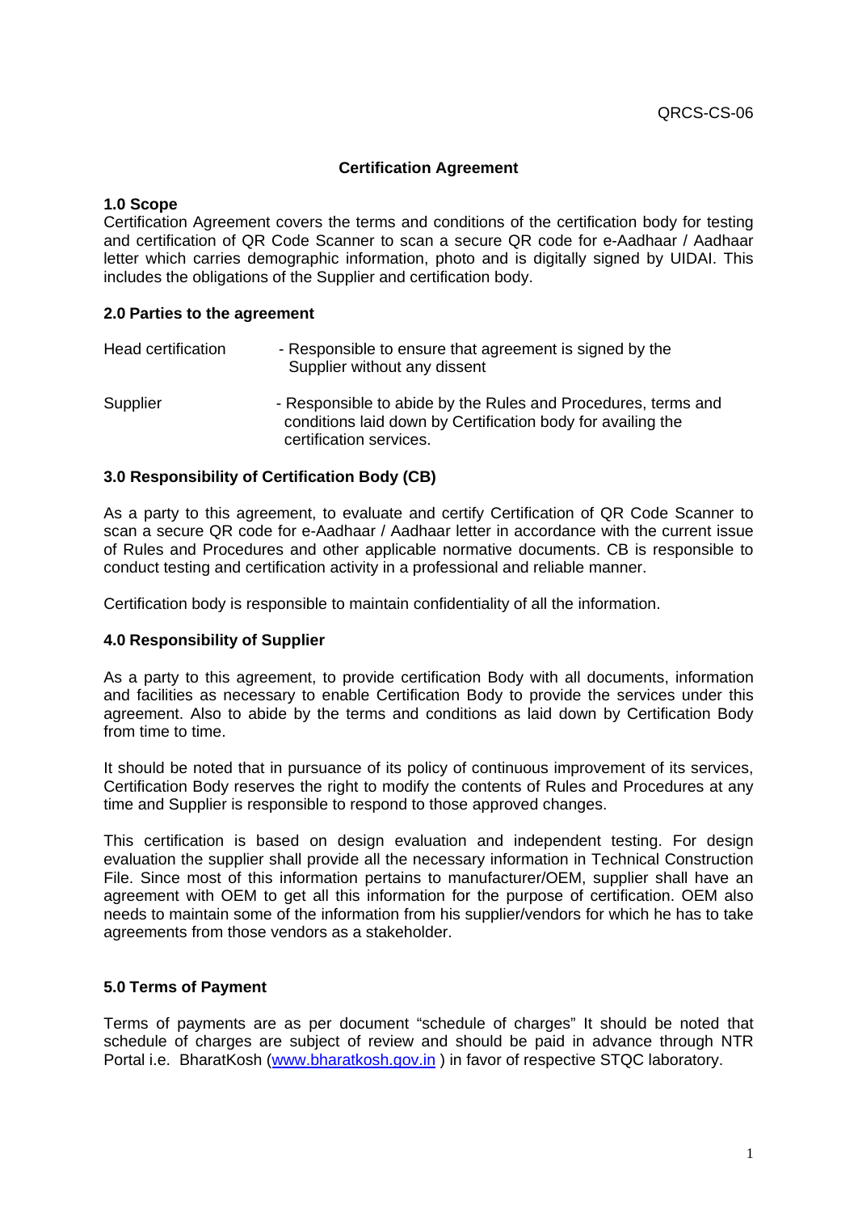QRCS-CS-06

# Certification Agreement

## 1.0 Scope

Certification Agreement covers the terms and conditions of the certification body for testing and certification of QR Code Scanner to scan a secure QR code for e-Aadhaar / Aadhaar letter which carries demographic information, photo and is digitally signed by UIDAI. This includes the obligations of the Supplier and certification body.

## 2.0 Parties to the agreement

| | |
|---|---|
| Head certification | - Responsible to ensure that agreement is signed by the Supplier without any dissent |
| Supplier | - Responsible to abide by the Rules and Procedures, terms and conditions laid down by Certification body for availing the certification services. |

## 3.0 Responsibility of Certification Body (CB)

As a party to this agreement, to evaluate and certify Certification of QR Code Scanner to scan a secure QR code for e-Aadhaar / Aadhaar letter in accordance with the current issue of Rules and Procedures and other applicable normative documents. CB is responsible to conduct testing and certification activity in a professional and reliable manner.

Certification body is responsible to maintain confidentiality of all the information.

## 4.0 Responsibility of Supplier

As a party to this agreement, to provide certification Body with all documents, information and facilities as necessary to enable Certification Body to provide the services under this agreement. Also to abide by the terms and conditions as laid down by Certification Body from time to time.

It should be noted that in pursuance of its policy of continuous improvement of its services, Certification Body reserves the right to modify the contents of Rules and Procedures at any time and Supplier is responsible to respond to those approved changes.

This certification is based on design evaluation and independent testing. For design evaluation the supplier shall provide all the necessary information in Technical Construction File. Since most of this information pertains to manufacturer/OEM, supplier shall have an agreement with OEM to get all this information for the purpose of certification. OEM also needs to maintain some of the information from his supplier/vendors for which he has to take agreements from those vendors as a stakeholder.

## 5.0 Terms of Payment

Terms of payments are as per document "schedule of charges" It should be noted that schedule of charges are subject of review and should be paid in advance through NTR Portal i.e. BharatKosh (www.bharatkosh.gov.in ) in favor of respective STQC laboratory.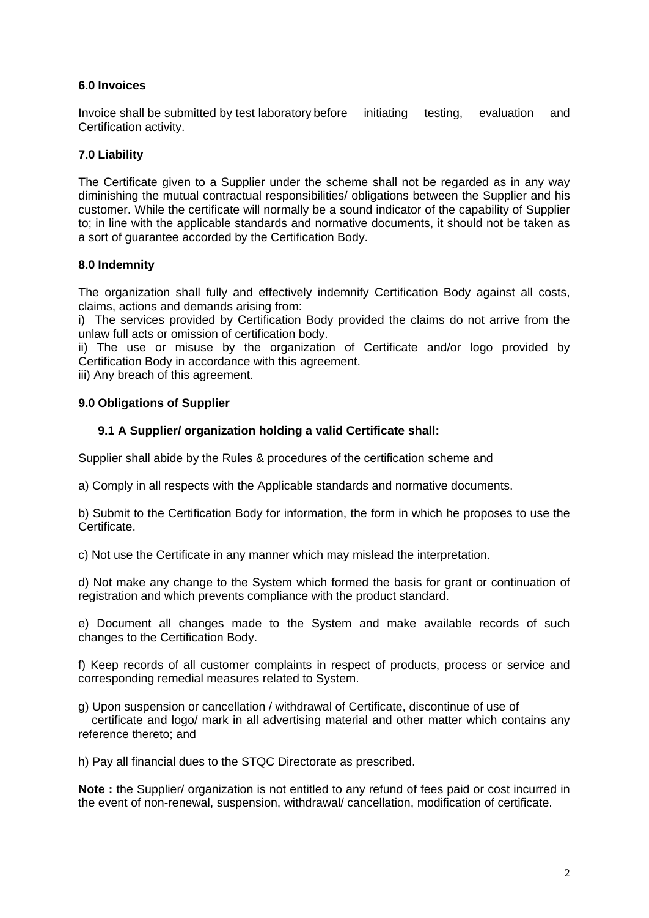**6.0 Invoices**

Invoice shall be submitted by test laboratory before initiating testing, evaluation and Certification activity.

**7.0 Liability**

The Certificate given to a Supplier under the scheme shall not be regarded as in any way diminishing the mutual contractual responsibilities/ obligations between the Supplier and his customer. While the certificate will normally be a sound indicator of the capability of Supplier to; in line with the applicable standards and normative documents, it should not be taken as a sort of guarantee accorded by the Certification Body.

**8.0 Indemnity**

The organization shall fully and effectively indemnify Certification Body against all costs, claims, actions and demands arising from:

i) The services provided by Certification Body provided the claims do not arrive from the unlaw full acts or omission of certification body.

ii) The use or misuse by the organization of Certificate and/or logo provided by Certification Body in accordance with this agreement.

iii) Any breach of this agreement.

**9.0 Obligations of Supplier**

**9.1 A Supplier/ organization holding a valid Certificate shall:**

Supplier shall abide by the Rules & procedures of the certification scheme and

a) Comply in all respects with the Applicable standards and normative documents.

b) Submit to the Certification Body for information, the form in which he proposes to use the Certificate.

c) Not use the Certificate in any manner which may mislead the interpretation.

d) Not make any change to the System which formed the basis for grant or continuation of registration and which prevents compliance with the product standard.

e) Document all changes made to the System and make available records of such changes to the Certification Body.

f) Keep records of all customer complaints in respect of products, process or service and corresponding remedial measures related to System.

g) Upon suspension or cancellation / withdrawal of Certificate, discontinue of use of certificate and logo/ mark in all advertising material and other matter which contains any reference thereto; and

h) Pay all financial dues to the STQC Directorate as prescribed.

**Note :** the Supplier/ organization is not entitled to any refund of fees paid or cost incurred in the event of non-renewal, suspension, withdrawal/ cancellation, modification of certificate.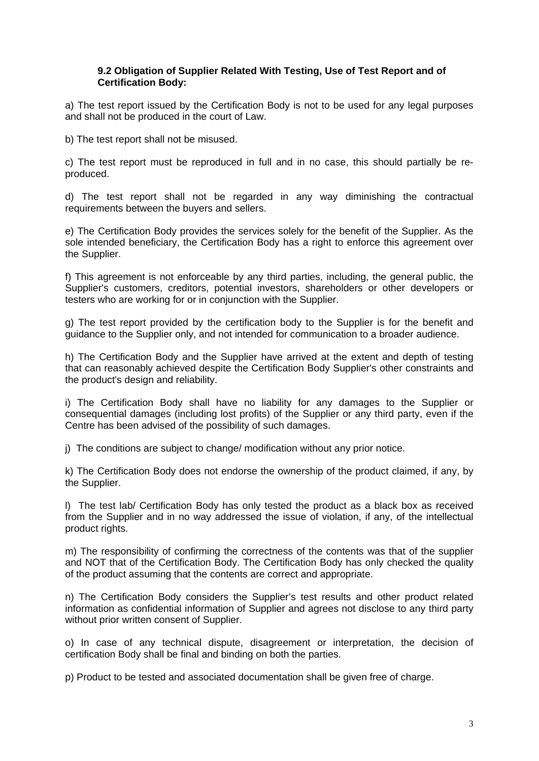**9.2 Obligation of Supplier Related With Testing, Use of Test Report and of Certification Body:**

a) The test report issued by the Certification Body is not to be used for any legal purposes and shall not be produced in the court of Law.

b) The test report shall not be misused.

c) The test report must be reproduced in full and in no case, this should partially be re-produced.

d) The test report shall not be regarded in any way diminishing the contractual requirements between the buyers and sellers.

e) The Certification Body provides the services solely for the benefit of the Supplier. As the sole intended beneficiary, the Certification Body has a right to enforce this agreement over the Supplier.

f) This agreement is not enforceable by any third parties, including, the general public, the Supplier's customers, creditors, potential investors, shareholders or other developers or testers who are working for or in conjunction with the Supplier.

g) The test report provided by the certification body to the Supplier is for the benefit and guidance to the Supplier only, and not intended for communication to a broader audience.

h) The Certification Body and the Supplier have arrived at the extent and depth of testing that can reasonably achieved despite the Certification Body Supplier's other constraints and the product's design and reliability.

i) The Certification Body shall have no liability for any damages to the Supplier or consequential damages (including lost profits) of the Supplier or any third party, even if the Centre has been advised of the possibility of such damages.

j) The conditions are subject to change/ modification without any prior notice.

k) The Certification Body does not endorse the ownership of the product claimed, if any, by the Supplier.

l) The test lab/ Certification Body has only tested the product as a black box as received from the Supplier and in no way addressed the issue of violation, if any, of the intellectual product rights.

m) The responsibility of confirming the correctness of the contents was that of the supplier and NOT that of the Certification Body. The Certification Body has only checked the quality of the product assuming that the contents are correct and appropriate.

n) The Certification Body considers the Supplier's test results and other product related information as confidential information of Supplier and agrees not disclose to any third party without prior written consent of Supplier.

o) In case of any technical dispute, disagreement or interpretation, the decision of certification Body shall be final and binding on both the parties.

p) Product to be tested and associated documentation shall be given free of charge.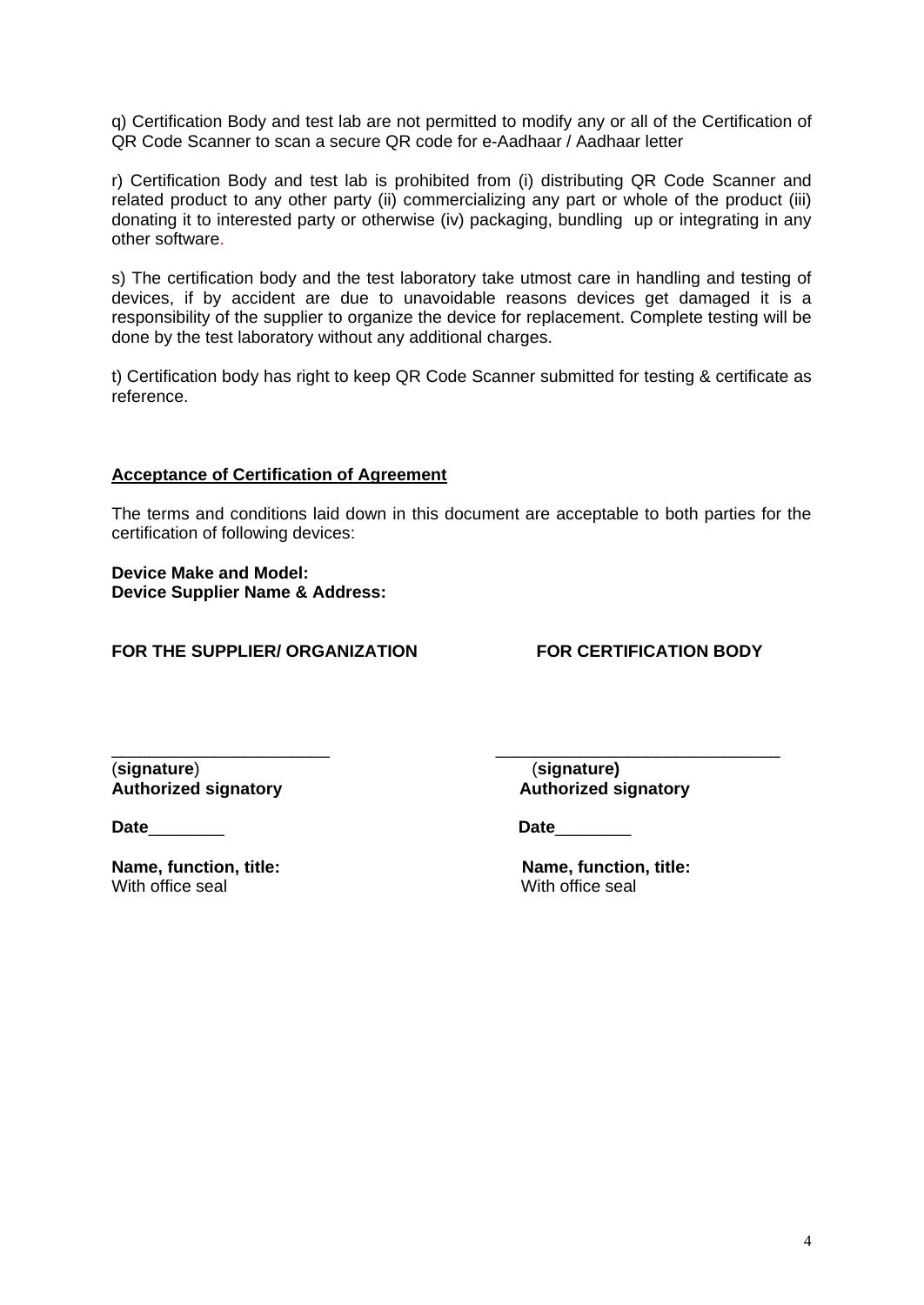q) Certification Body and test lab are not permitted to modify any or all of the Certification of QR Code Scanner to scan a secure QR code for e-Aadhaar / Aadhaar letter

r) Certification Body and test lab is prohibited from (i) distributing QR Code Scanner and related product to any other party (ii) commercializing any part or whole of the product (iii) donating it to interested party or otherwise (iv) packaging, bundling up or integrating in any other software.

s) The certification body and the test laboratory take utmost care in handling and testing of devices, if by accident are due to unavoidable reasons devices get damaged it is a responsibility of the supplier to organize the device for replacement. Complete testing will be done by the test laboratory without any additional charges.

t) Certification body has right to keep QR Code Scanner submitted for testing & certificate as reference.

**Acceptance of Certification of Agreement**

The terms and conditions laid down in this document are acceptable to both parties for the certification of following devices:

**Device Make and Model:**
**Device Supplier Name & Address:**

| **FOR THE SUPPLIER/ ORGANIZATION** | **FOR CERTIFICATION BODY** |
|---|---|
| _______________________ | _____________________________ |
| (**signature**) | (**signature)** |
| **Authorized signatory** | **Authorized signatory** |
| **Date**________ | **Date**________ |
| **Name, function, title:** | **Name, function, title:** |
| With office seal | With office seal |